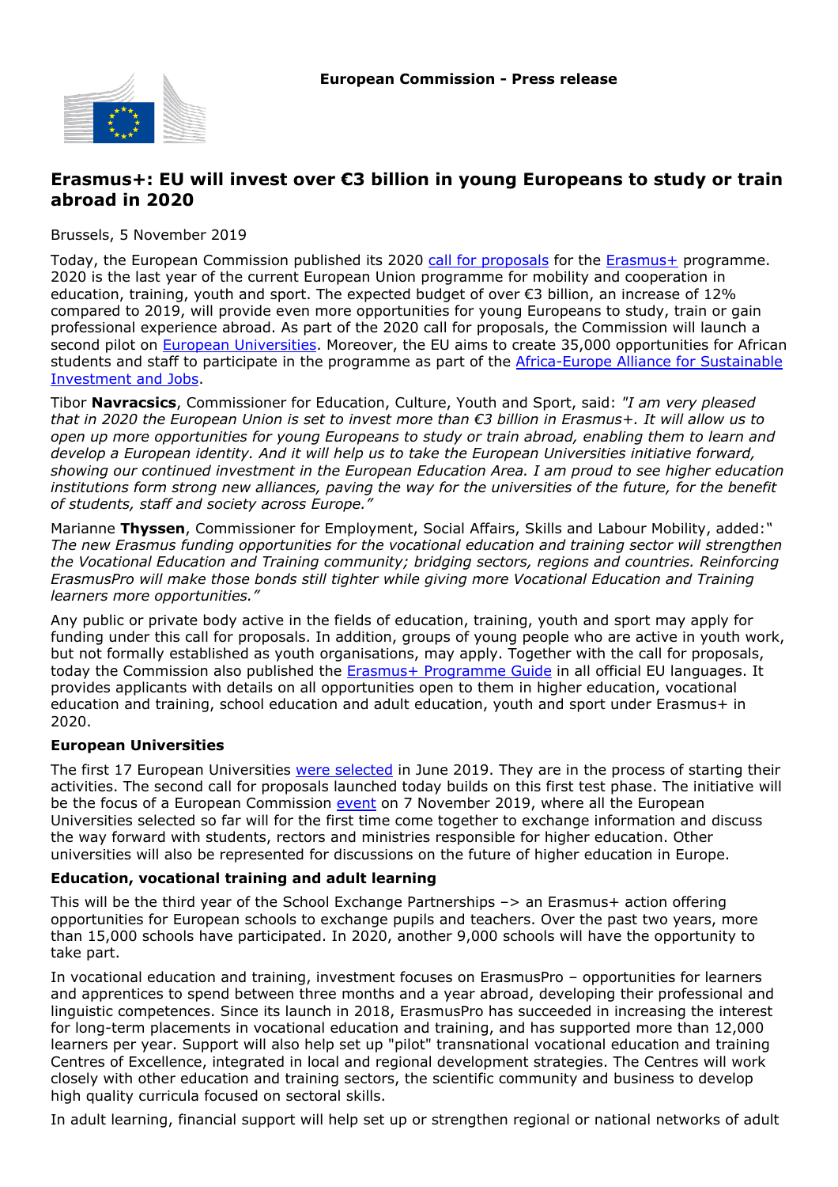**European Commission - Press release**

# Erasmus+: EU will invest over €3 billion in young Europeans to study or train abroad in 2020

Brussels, 5 November 2019

Today, the European Commission published its 2020 call for proposals for the Erasmus+ programme. 2020 is the last year of the current European Union programme for mobility and cooperation in education, training, youth and sport. The expected budget of over €3 billion, an increase of 12% compared to 2019, will provide even more opportunities for young Europeans to study, train or gain professional experience abroad. As part of the 2020 call for proposals, the Commission will launch a second pilot on European Universities. Moreover, the EU aims to create 35,000 opportunities for African students and staff to participate in the programme as part of the Africa-Europe Alliance for Sustainable Investment and Jobs.

Tibor **Navracsics**, Commissioner for Education, Culture, Youth and Sport, said: *"I am very pleased that in 2020 the European Union is set to invest more than €3 billion in Erasmus+. It will allow us to open up more opportunities for young Europeans to study or train abroad, enabling them to learn and develop a European identity. And it will help us to take the European Universities initiative forward, showing our continued investment in the European Education Area. I am proud to see higher education institutions form strong new alliances, paving the way for the universities of the future, for the benefit of students, staff and society across Europe."*

Marianne **Thyssen**, Commissioner for Employment, Social Affairs, Skills and Labour Mobility, added:" *The new Erasmus funding opportunities for the vocational education and training sector will strengthen the Vocational Education and Training community; bridging sectors, regions and countries. Reinforcing ErasmusPro will make those bonds still tighter while giving more Vocational Education and Training learners more opportunities."*

Any public or private body active in the fields of education, training, youth and sport may apply for funding under this call for proposals. In addition, groups of young people who are active in youth work, but not formally established as youth organisations, may apply. Together with the call for proposals, today the Commission also published the Erasmus+ Programme Guide in all official EU languages. It provides applicants with details on all opportunities open to them in higher education, vocational education and training, school education and adult education, youth and sport under Erasmus+ in 2020.

### European Universities

The first 17 European Universities were selected in June 2019. They are in the process of starting their activities. The second call for proposals launched today builds on this first test phase. The initiative will be the focus of a European Commission event on 7 November 2019, where all the European Universities selected so far will for the first time come together to exchange information and discuss the way forward with students, rectors and ministries responsible for higher education. Other universities will also be represented for discussions on the future of higher education in Europe.

### Education, vocational training and adult learning

This will be the third year of the School Exchange Partnerships –> an Erasmus+ action offering opportunities for European schools to exchange pupils and teachers. Over the past two years, more than 15,000 schools have participated. In 2020, another 9,000 schools will have the opportunity to take part.

In vocational education and training, investment focuses on ErasmusPro – opportunities for learners and apprentices to spend between three months and a year abroad, developing their professional and linguistic competences. Since its launch in 2018, ErasmusPro has succeeded in increasing the interest for long-term placements in vocational education and training, and has supported more than 12,000 learners per year. Support will also help set up "pilot" transnational vocational education and training Centres of Excellence, integrated in local and regional development strategies. The Centres will work closely with other education and training sectors, the scientific community and business to develop high quality curricula focused on sectoral skills.

In adult learning, financial support will help set up or strengthen regional or national networks of adult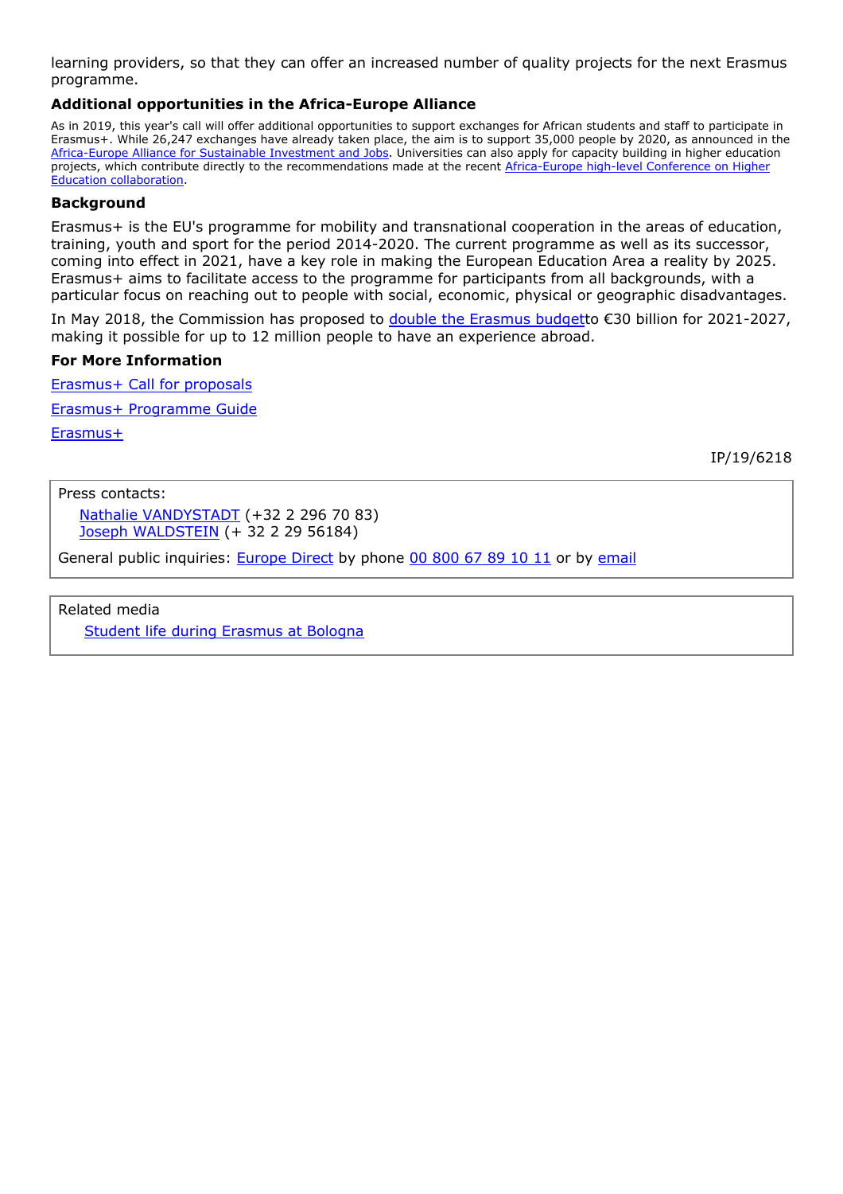learning providers, so that they can offer an increased number of quality projects for the next Erasmus programme.

### Additional opportunities in the Africa-Europe Alliance

As in 2019, this year's call will offer additional opportunities to support exchanges for African students and staff to participate in Erasmus+. While 26,247 exchanges have already taken place, the aim is to support 35,000 people by 2020, as announced in the Africa-Europe Alliance for Sustainable Investment and Jobs. Universities can also apply for capacity building in higher education projects, which contribute directly to the recommendations made at the recent Africa-Europe high-level Conference on Higher Education collaboration.

### Background

Erasmus+ is the EU's programme for mobility and transnational cooperation in the areas of education, training, youth and sport for the period 2014-2020. The current programme as well as its successor, coming into effect in 2021, have a key role in making the European Education Area a reality by 2025. Erasmus+ aims to facilitate access to the programme for participants from all backgrounds, with a particular focus on reaching out to people with social, economic, physical or geographic disadvantages.

In May 2018, the Commission has proposed to double the Erasmus budgetto €30 billion for 2021-2027, making it possible for up to 12 million people to have an experience abroad.

### For More Information

Erasmus+ Call for proposals

Erasmus+ Programme Guide

Erasmus+

IP/19/6218

Press contacts:

Nathalie VANDYSTADT (+32 2 296 70 83)
Joseph WALDSTEIN (+ 32 2 29 56184)

General public inquiries: Europe Direct by phone 00 800 67 89 10 11 or by email

Related media

Student life during Erasmus at Bologna